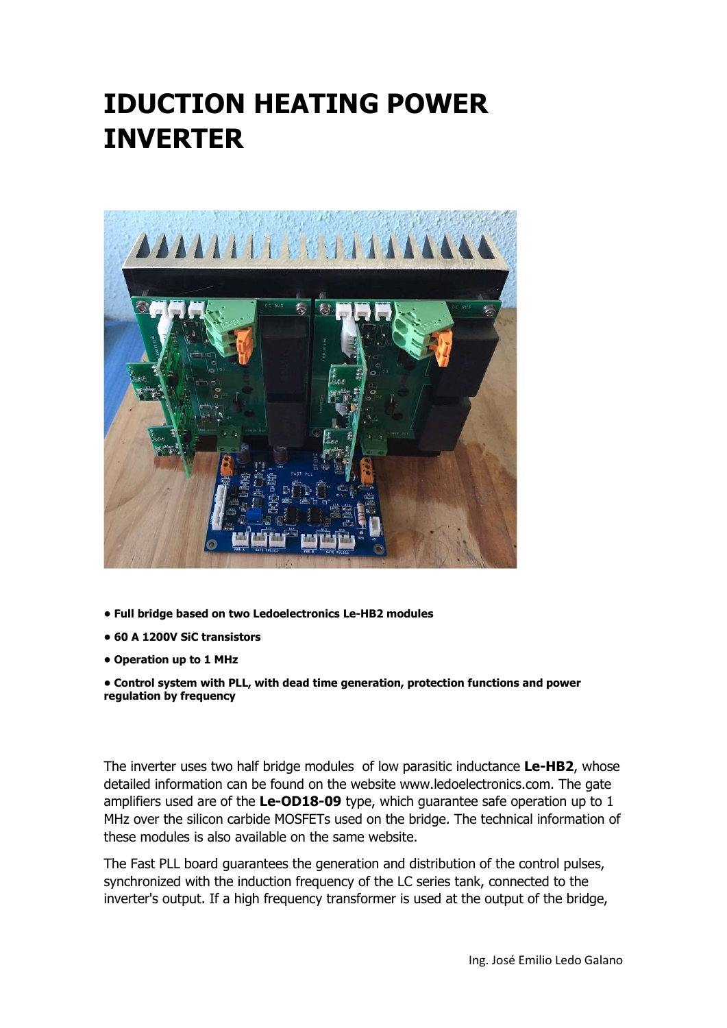# IDUCTION HEATING POWER INVERTER

- **Full bridge based on two Ledoelectronics Le-HB2 modules**
- **60 A 1200V SiC transistors**
- **Operation up to 1 MHz**
- **Control system with PLL, with dead time generation, protection functions and power regulation by frequency**

The inverter uses two half bridge modules of low parasitic inductance **Le-HB2**, whose detailed information can be found on the website www.ledoelectronics.com. The gate amplifiers used are of the **Le-OD18-09** type, which guarantee safe operation up to 1 MHz over the silicon carbide MOSFETs used on the bridge. The technical information of these modules is also available on the same website.

The Fast PLL board guarantees the generation and distribution of the control pulses, synchronized with the induction frequency of the LC series tank, connected to the inverter's output. If a high frequency transformer is used at the output of the bridge,

Ing. José Emilio Ledo Galano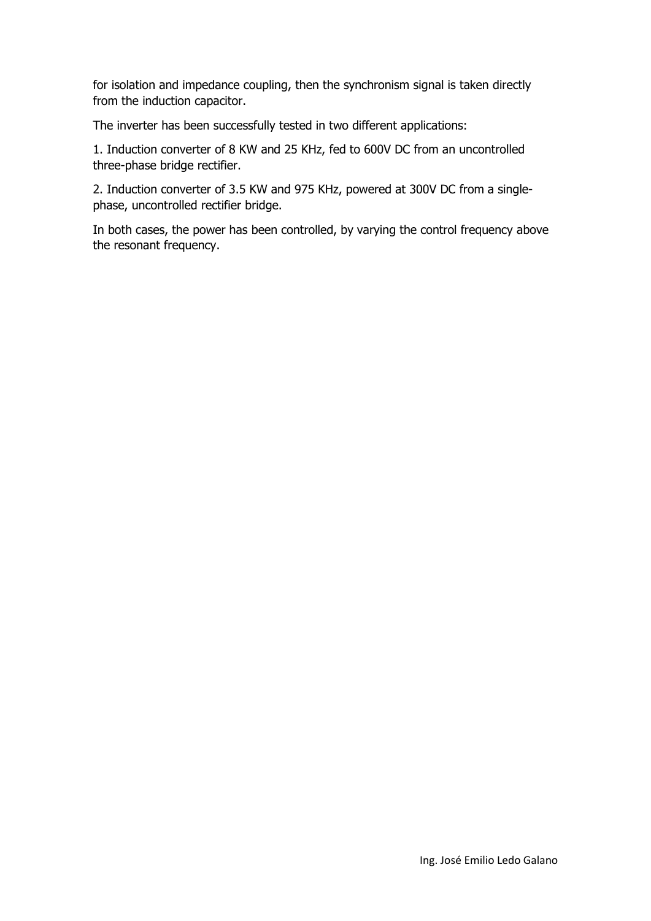for isolation and impedance coupling, then the synchronism signal is taken directly from the induction capacitor.

The inverter has been successfully tested in two different applications:

1. Induction converter of 8 KW and 25 KHz, fed to 600V DC from an uncontrolled three-phase bridge rectifier.

2. Induction converter of 3.5 KW and 975 KHz, powered at 300V DC from a single-phase, uncontrolled rectifier bridge.

In both cases, the power has been controlled, by varying the control frequency above the resonant frequency.

Ing. José Emilio Ledo Galano